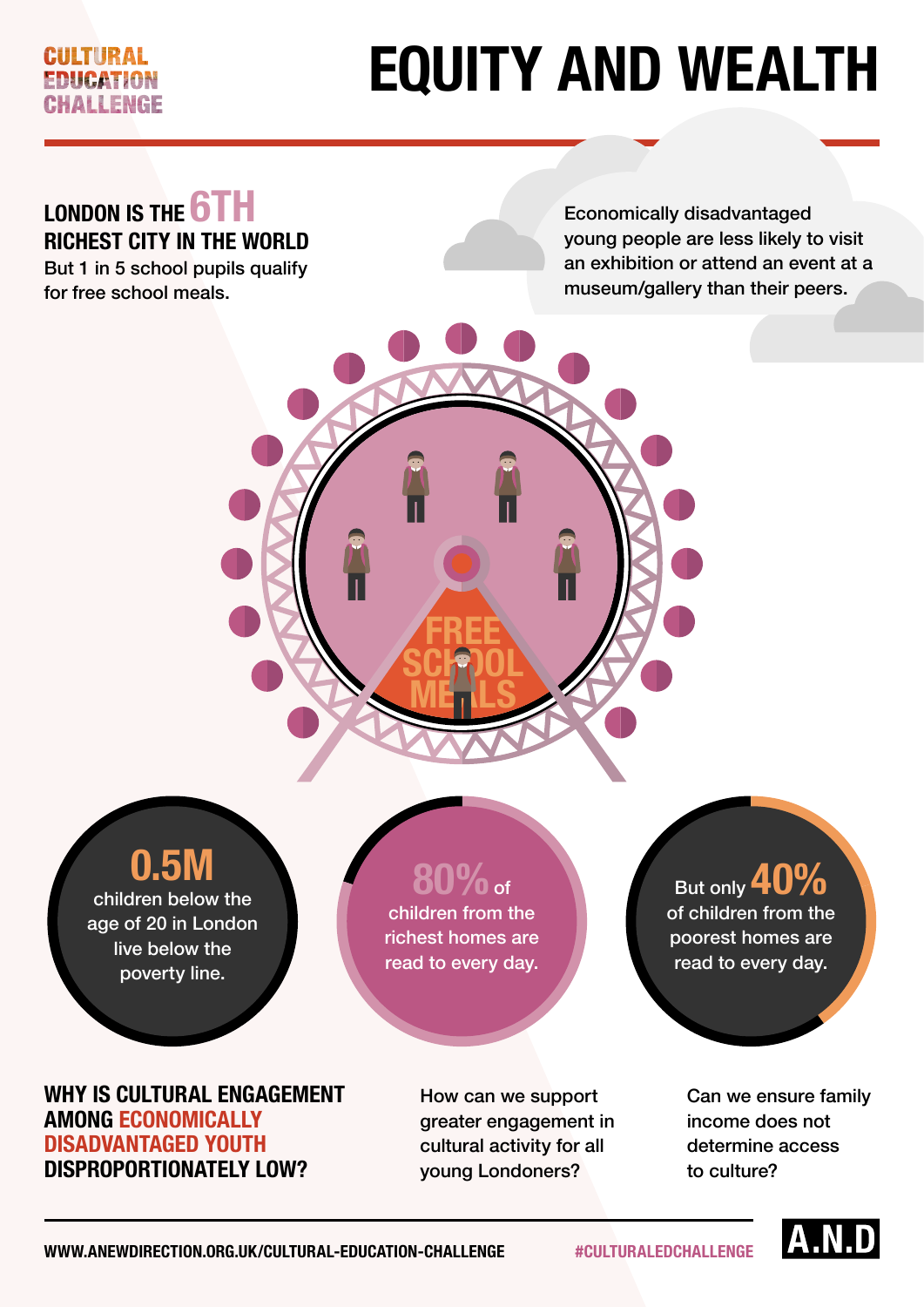CULTURAL EDUCATION CHALLENGE

# EQUITY AND WEALTH

**LONDON IS THE 6TH RICHEST CITY IN THE WORLD**

But 1 in 5 school pupils qualify for free school meals.

Economically disadvantaged young people are less likely to visit an exhibition or attend an event at a museum/gallery than their peers.

FREE SCHOOL MEALS

**0.5M** children below the age of 20 in London live below the poverty line.

**80%** of children from the richest homes are read to every day.

But only **40%** of children from the poorest homes are read to every day.

**WHY IS CULTURAL ENGAGEMENT AMONG ECONOMICALLY DISADVANTAGED YOUTH DISPROPORTIONATELY LOW?**

How can we support greater engagement in cultural activity for all young Londoners?

Can we ensure family income does not determine access to culture?

WWW.ANEWDIRECTION.ORG.UK/CULTURAL-EDUCATION-CHALLENGE

#CULTURALEDCHALLENGE

A.N.D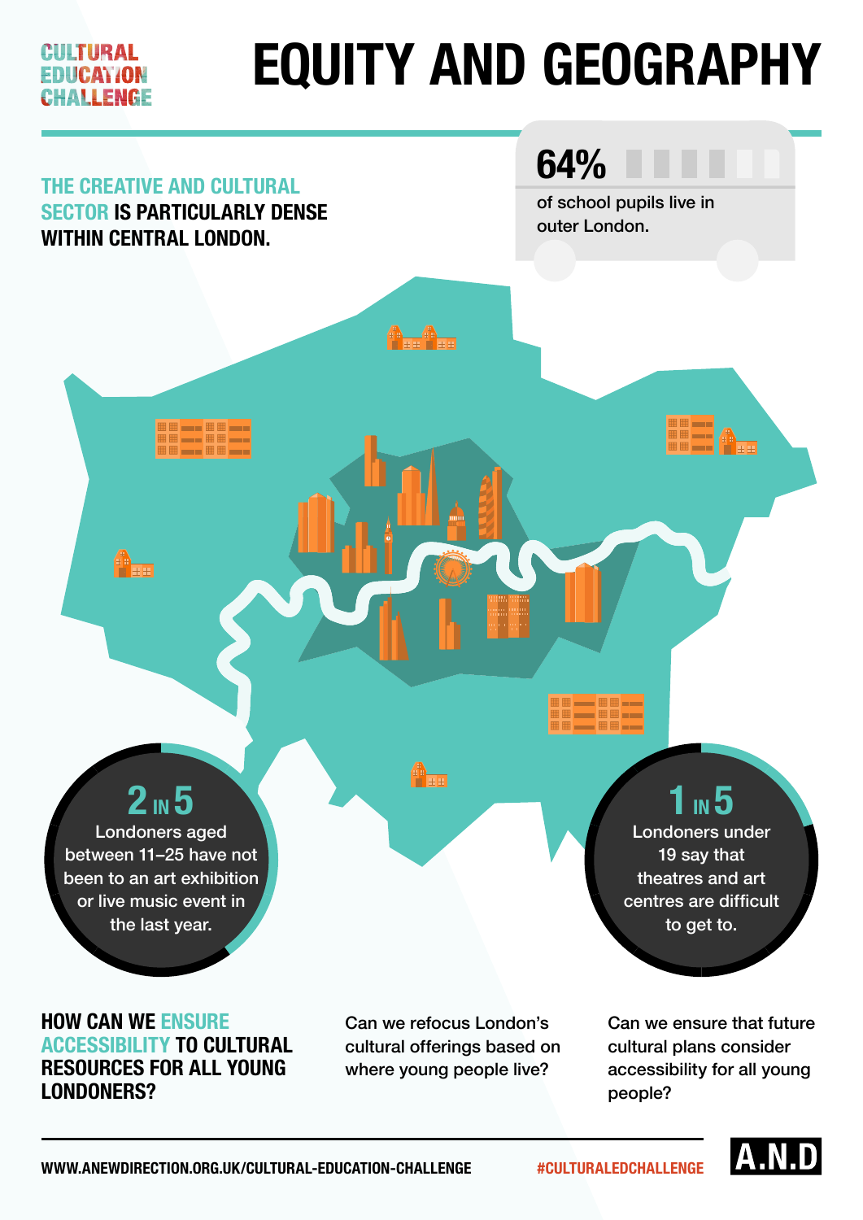CULTURAL EDUCATION CHALLENGE

# EQUITY AND GEOGRAPHY

**THE CREATIVE AND CULTURAL SECTOR IS PARTICULARLY DENSE WITHIN CENTRAL LONDON.**

**64%** of school pupils live in outer London.

**2 IN 5** Londoners aged between 11–25 have not been to an art exhibition or live music event in the last year.

**1 IN 5** Londoners under 19 say that theatres and art centres are difficult to get to.

## HOW CAN WE ENSURE ACCESSIBILITY TO CULTURAL RESOURCES FOR ALL YOUNG LONDONERS?

Can we refocus London's cultural offerings based on where young people live?

Can we ensure that future cultural plans consider accessibility for all young people?

WWW.ANEWDIRECTION.ORG.UK/CULTURAL-EDUCATION-CHALLENGE

#CULTURALEDCHALLENGE

A.N.D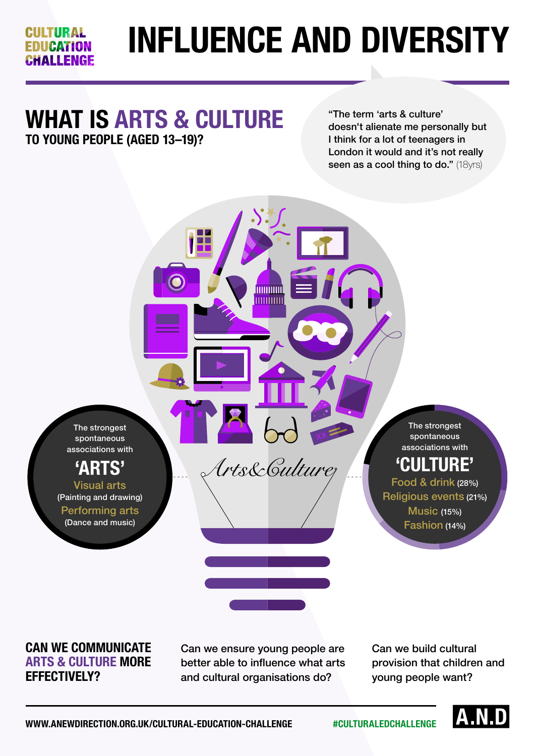CULTURAL EDUCATION CHALLENGE

# INFLUENCE AND DIVERSITY

## WHAT IS ARTS & CULTURE TO YOUNG PEOPLE (AGED 13–19)?

"The term 'arts & culture' doesn't alienate me personally but I think for a lot of teenagers in London it would and it's not really seen as a cool thing to do." (18yrs)

Arts&Culture

The strongest spontaneous associations with

### 'ARTS'

- Visual arts (Painting and drawing)
- Performing arts (Dance and music)

The strongest spontaneous associations with

### 'CULTURE'

- Food & drink (28%)
- Religious events (21%)
- Music (15%)
- Fashion (14%)

**CAN WE COMMUNICATE ARTS & CULTURE MORE EFFECTIVELY?**

Can we ensure young people are better able to influence what arts and cultural organisations do?

Can we build cultural provision that children and young people want?

WWW.ANEWDIRECTION.ORG.UK/CULTURAL-EDUCATION-CHALLENGE #CULTURALEDCHALLENGE

A.N.D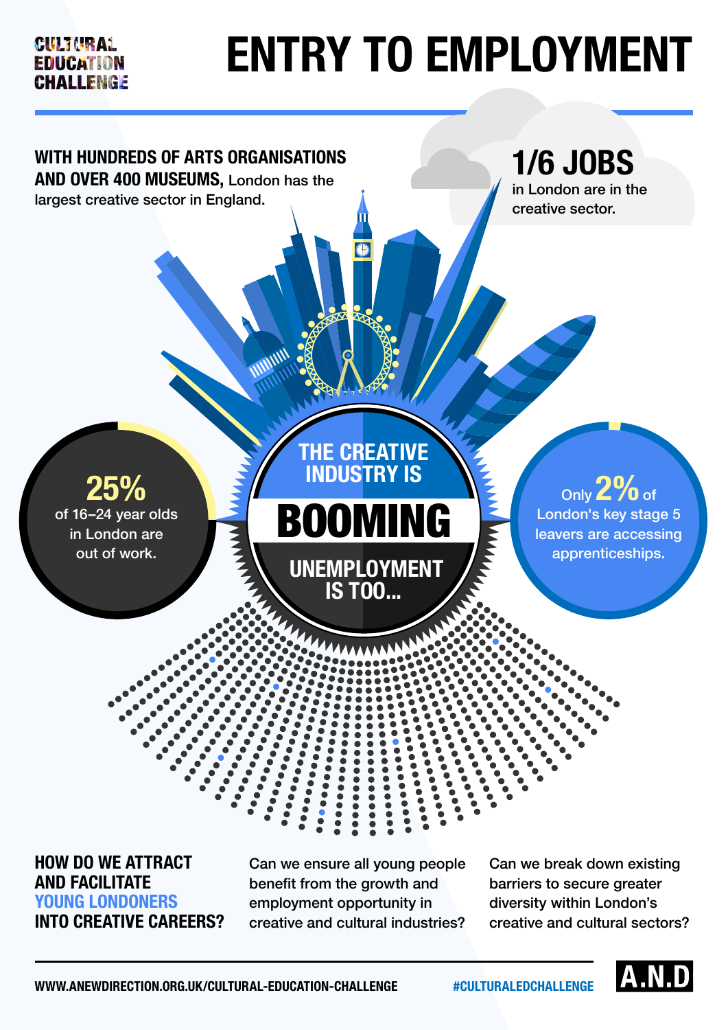CULTURAL EDUCATION CHALLENGE

# ENTRY TO EMPLOYMENT

**WITH HUNDREDS OF ARTS ORGANISATIONS AND OVER 400 MUSEUMS,** London has the largest creative sector in England.

**1/6 JOBS** in London are in the creative sector.

**25%** of 16–24 year olds in London are out of work.

**THE CREATIVE INDUSTRY IS BOOMING UNEMPLOYMENT IS TOO...**

Only **2%** of London's key stage 5 leavers are accessing apprenticeships.

**HOW DO WE ATTRACT AND FACILITATE YOUNG LONDONERS INTO CREATIVE CAREERS?**

Can we ensure all young people benefit from the growth and employment opportunity in creative and cultural industries?

Can we break down existing barriers to secure greater diversity within London's creative and cultural sectors?

WWW.ANEWDIRECTION.ORG.UK/CULTURAL-EDUCATION-CHALLENGE #CULTURALEDCHALLENGE

A.N.D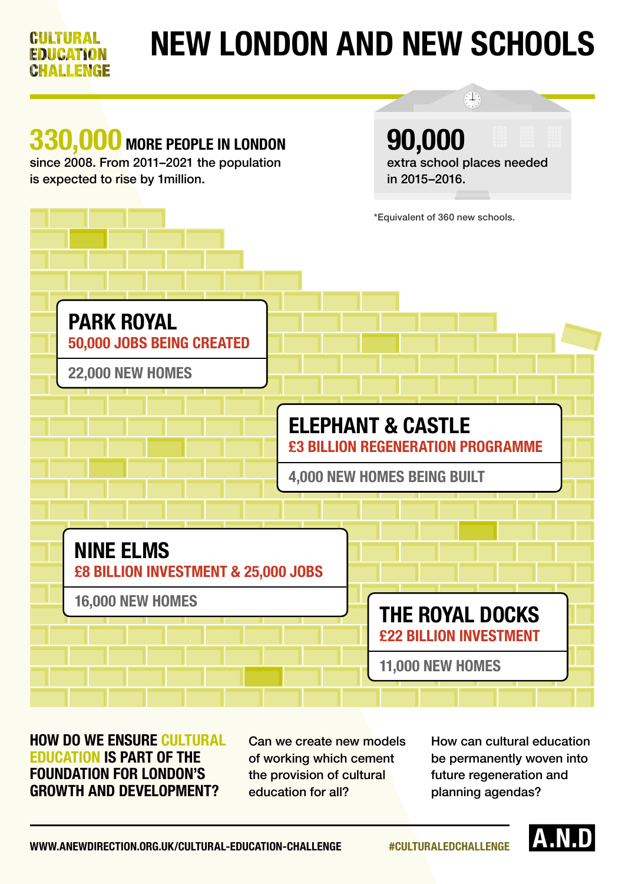CULTURAL EDUCATION CHALLENGE

# NEW LONDON AND NEW SCHOOLS

**330,000 MORE PEOPLE IN LONDON** since 2008. From 2011–2021 the population is expected to rise by 1million.

**90,000** extra school places needed in 2015–2016.

*Equivalent of 360 new schools.

## PARK ROYAL

**50,000 JOBS BEING CREATED**

22,000 NEW HOMES

## ELEPHANT & CASTLE

**£3 BILLION REGENERATION PROGRAMME**

4,000 NEW HOMES BEING BUILT

## NINE ELMS

**£8 BILLION INVESTMENT & 25,000 JOBS**

16,000 NEW HOMES

## THE ROYAL DOCKS

**£22 BILLION INVESTMENT**

11,000 NEW HOMES

**HOW DO WE ENSURE CULTURAL EDUCATION IS PART OF THE FOUNDATION FOR LONDON'S GROWTH AND DEVELOPMENT?**

Can we create new models of working which cement the provision of cultural education for all?

How can cultural education be permanently woven into future regeneration and planning agendas?

WWW.ANEWDIRECTION.ORG.UK/CULTURAL-EDUCATION-CHALLENGE

#CULTURALEDCHALLENGE

A.N.D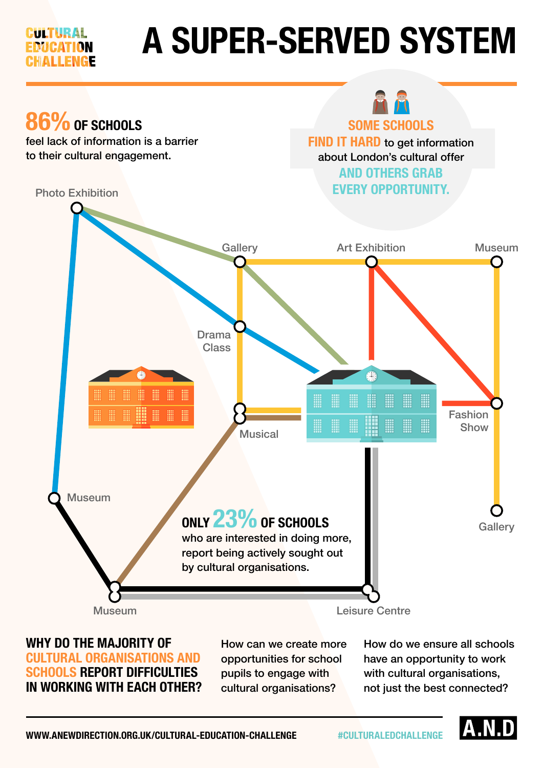CULTURAL EDUCATION CHALLENGE

# A SUPER-SERVED SYSTEM

**86%** OF SCHOOLS
feel lack of information is a barrier to their cultural engagement.

**SOME SCHOOLS FIND IT HARD** to get information about London's cultural offer **AND OTHERS GRAB EVERY OPPORTUNITY.**

Photo Exhibition

Gallery

Art Exhibition

Museum

Drama Class

Musical

Fashion Show

Museum

Gallery

Museum

Leisure Centre

**ONLY 23% OF SCHOOLS**
who are interested in doing more, report being actively sought out by cultural organisations.

**WHY DO THE MAJORITY OF CULTURAL ORGANISATIONS AND SCHOOLS REPORT DIFFICULTIES IN WORKING WITH EACH OTHER?**

How can we create more opportunities for school pupils to engage with cultural organisations?

How do we ensure all schools have an opportunity to work with cultural organisations, not just the best connected?

WWW.ANEWDIRECTION.ORG.UK/CULTURAL-EDUCATION-CHALLENGE

#CULTURALEDCHALLENGE

A.N.D